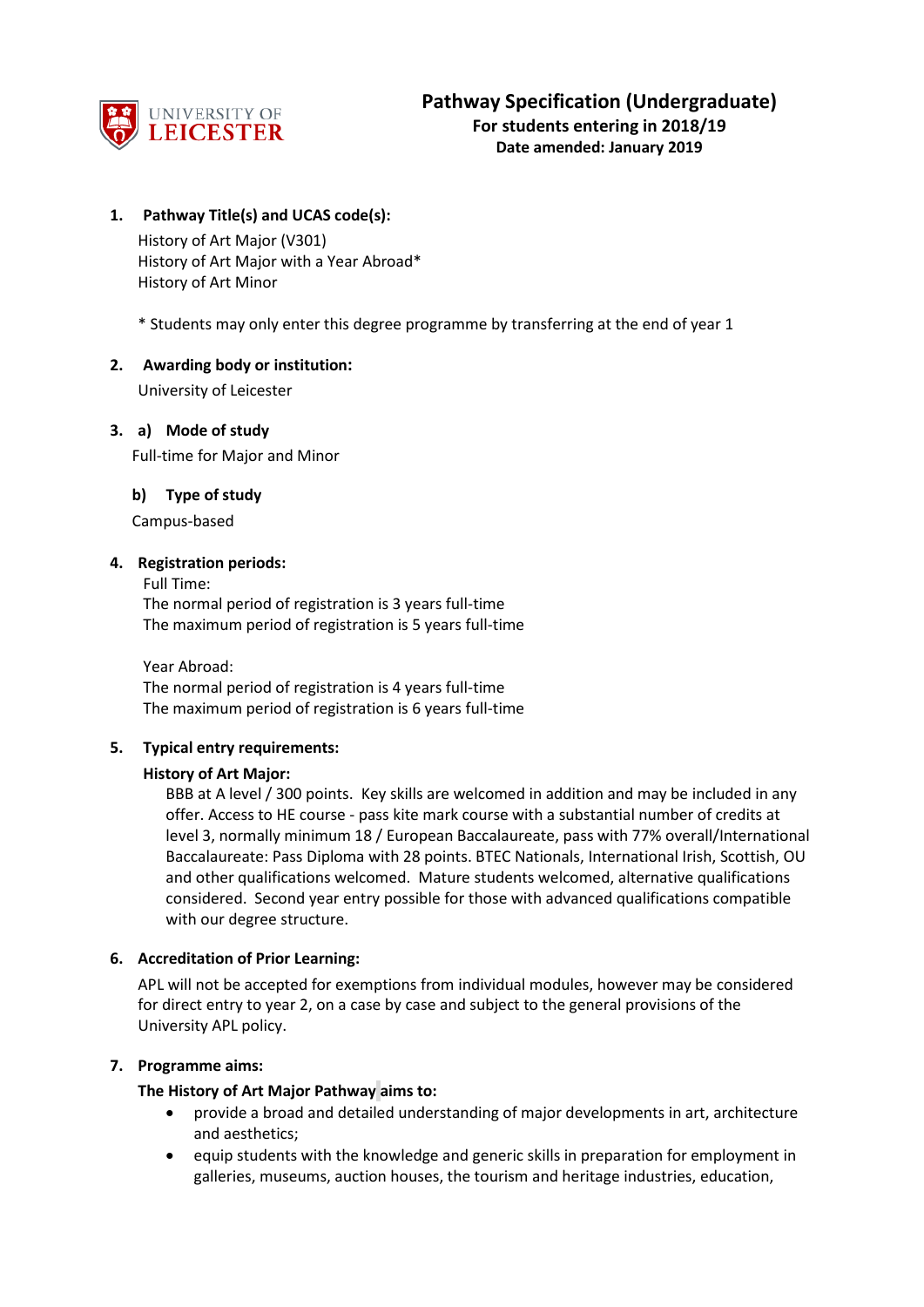UNIVERSITY OF LEICESTER

# Pathway Specification (Undergraduate)

**For students entering in 2018/19**

**Date amended: January 2019**

## 1. Pathway Title(s) and UCAS code(s):

History of Art Major (V301)
History of Art Major with a Year Abroad*
History of Art Minor

* Students may only enter this degree programme by transferring at the end of year 1

## 2. Awarding body or institution:

University of Leicester

## 3. a) Mode of study

Full-time for Major and Minor

### b) Type of study

Campus-based

## 4. Registration periods:

Full Time:
The normal period of registration is 3 years full-time
The maximum period of registration is 5 years full-time

Year Abroad:
The normal period of registration is 4 years full-time
The maximum period of registration is 6 years full-time

## 5. Typical entry requirements:

**History of Art Major:**

BBB at A level / 300 points. Key skills are welcomed in addition and may be included in any offer. Access to HE course - pass kite mark course with a substantial number of credits at level 3, normally minimum 18 / European Baccalaureate, pass with 77% overall/International Baccalaureate: Pass Diploma with 28 points. BTEC Nationals, International Irish, Scottish, OU and other qualifications welcomed. Mature students welcomed, alternative qualifications considered. Second year entry possible for those with advanced qualifications compatible with our degree structure.

## 6. Accreditation of Prior Learning:

APL will not be accepted for exemptions from individual modules, however may be considered for direct entry to year 2, on a case by case and subject to the general provisions of the University APL policy.

## 7. Programme aims:

**The History of Art Major Pathway aims to:**

- provide a broad and detailed understanding of major developments in art, architecture and aesthetics;
- equip students with the knowledge and generic skills in preparation for employment in galleries, museums, auction houses, the tourism and heritage industries, education,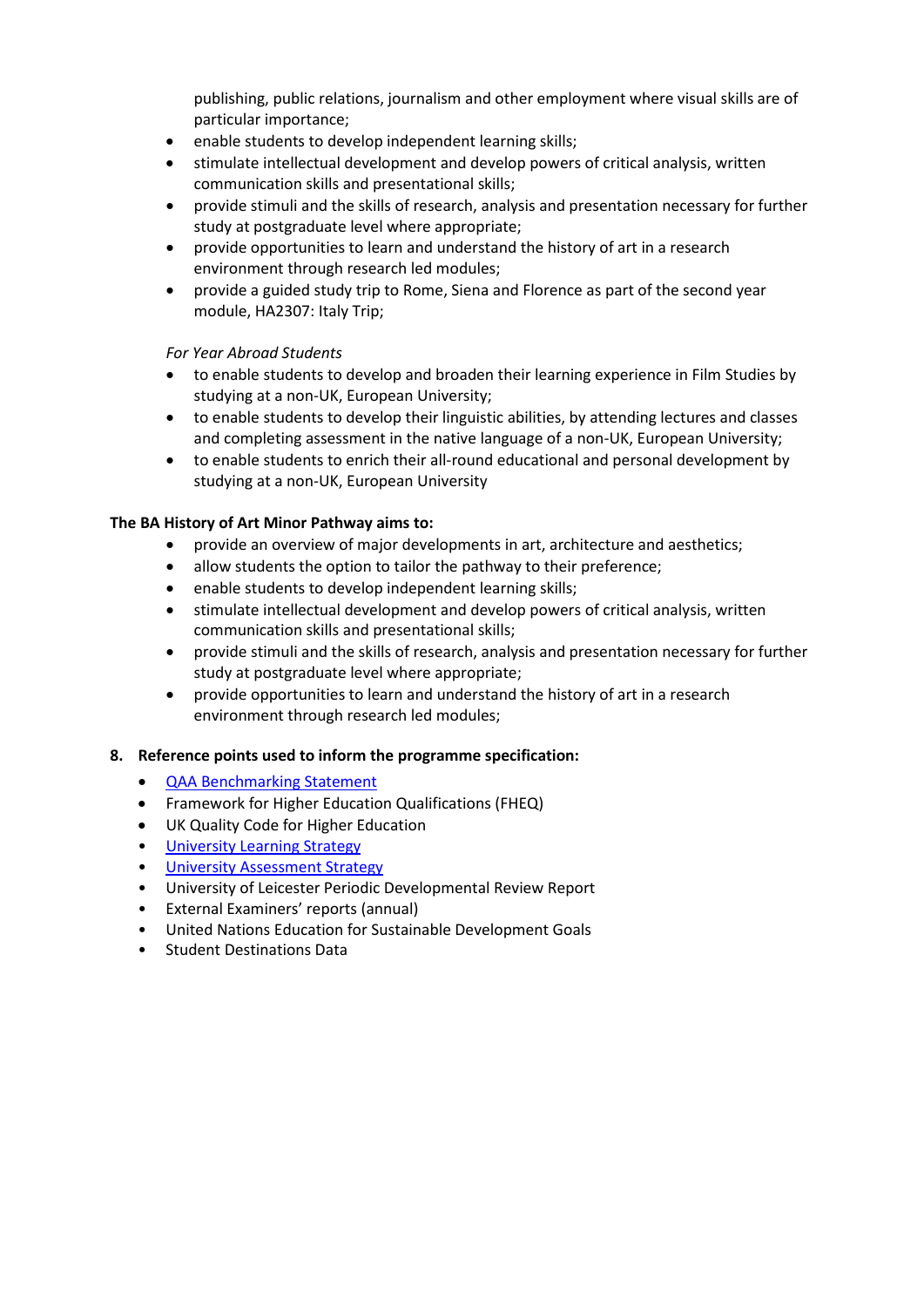- publishing, public relations, journalism and other employment where visual skills are of particular importance;
- enable students to develop independent learning skills;
- stimulate intellectual development and develop powers of critical analysis, written communication skills and presentational skills;
- provide stimuli and the skills of research, analysis and presentation necessary for further study at postgraduate level where appropriate;
- provide opportunities to learn and understand the history of art in a research environment through research led modules;
- provide a guided study trip to Rome, Siena and Florence as part of the second year module, HA2307: Italy Trip;

*For Year Abroad Students*

- to enable students to develop and broaden their learning experience in Film Studies by studying at a non-UK, European University;
- to enable students to develop their linguistic abilities, by attending lectures and classes and completing assessment in the native language of a non-UK, European University;
- to enable students to enrich their all-round educational and personal development by studying at a non-UK, European University

**The BA History of Art Minor Pathway aims to:**

- provide an overview of major developments in art, architecture and aesthetics;
- allow students the option to tailor the pathway to their preference;
- enable students to develop independent learning skills;
- stimulate intellectual development and develop powers of critical analysis, written communication skills and presentational skills;
- provide stimuli and the skills of research, analysis and presentation necessary for further study at postgraduate level where appropriate;
- provide opportunities to learn and understand the history of art in a research environment through research led modules;

## 8. Reference points used to inform the programme specification:

- QAA Benchmarking Statement
- Framework for Higher Education Qualifications (FHEQ)
- UK Quality Code for Higher Education
- University Learning Strategy
- University Assessment Strategy
- University of Leicester Periodic Developmental Review Report
- External Examiners' reports (annual)
- United Nations Education for Sustainable Development Goals
- Student Destinations Data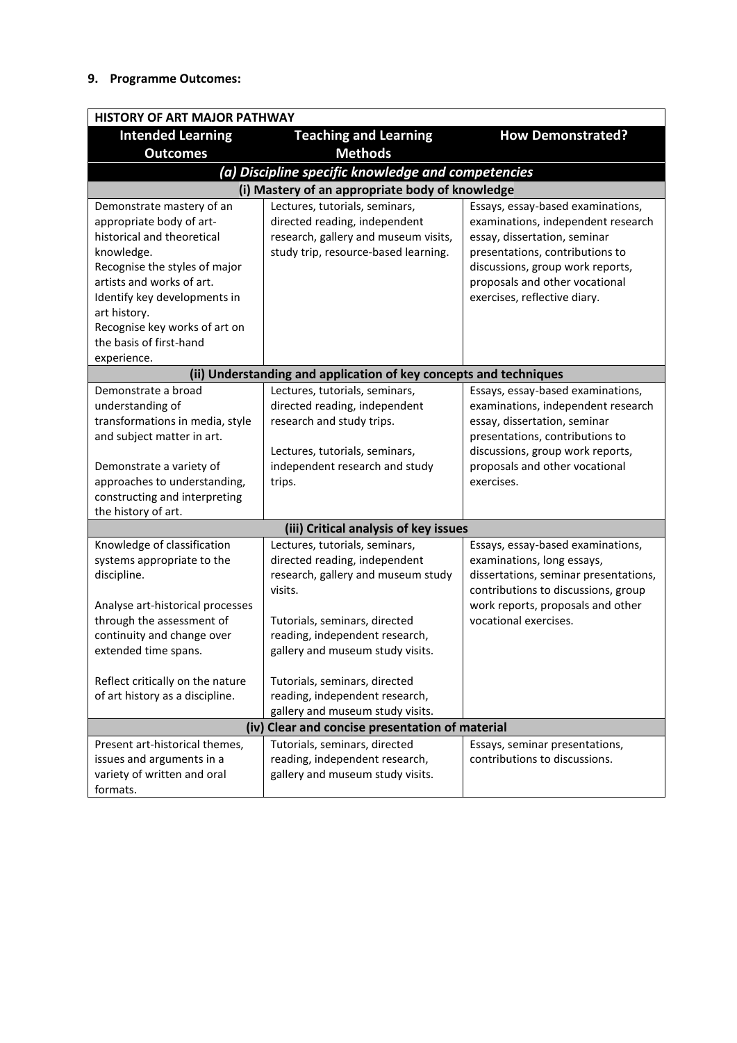## 9. Programme Outcomes:

| HISTORY OF ART MAJOR PATHWAY | | |
|---|---|---|
| **Intended Learning Outcomes** | **Teaching and Learning Methods** | **How Demonstrated?** |
| ***(a) Discipline specific knowledge and competencies*** | | |
| **(i) Mastery of an appropriate body of knowledge** | | |
| Demonstrate mastery of an appropriate body of art-historical and theoretical knowledge.<br>Recognise the styles of major artists and works of art.<br>Identify key developments in art history.<br>Recognise key works of art on the basis of first-hand experience. | Lectures, tutorials, seminars, directed reading, independent research, gallery and museum visits, study trip, resource-based learning. | Essays, essay-based examinations, examinations, independent research essay, dissertation, seminar presentations, contributions to discussions, group work reports, proposals and other vocational exercises, reflective diary. |
| **(ii) Understanding and application of key concepts and techniques** | | |
| Demonstrate a broad understanding of transformations in media, style and subject matter in art.<br><br>Demonstrate a variety of approaches to understanding, constructing and interpreting the history of art. | Lectures, tutorials, seminars, directed reading, independent research and study trips.<br><br>Lectures, tutorials, seminars, independent research and study trips. | Essays, essay-based examinations, examinations, independent research essay, dissertation, seminar presentations, contributions to discussions, group work reports, proposals and other vocational exercises. |
| **(iii) Critical analysis of key issues** | | |
| Knowledge of classification systems appropriate to the discipline.<br><br>Analyse art-historical processes through the assessment of continuity and change over extended time spans.<br><br>Reflect critically on the nature of art history as a discipline. | Lectures, tutorials, seminars, directed reading, independent research, gallery and museum study visits.<br><br>Tutorials, seminars, directed reading, independent research, gallery and museum study visits.<br><br>Tutorials, seminars, directed reading, independent research, gallery and museum study visits. | Essays, essay-based examinations, examinations, long essays, dissertations, seminar presentations, contributions to discussions, group work reports, proposals and other vocational exercises. |
| **(iv) Clear and concise presentation of material** | | |
| Present art-historical themes, issues and arguments in a variety of written and oral formats. | Tutorials, seminars, directed reading, independent research, gallery and museum study visits. | Essays, seminar presentations, contributions to discussions. |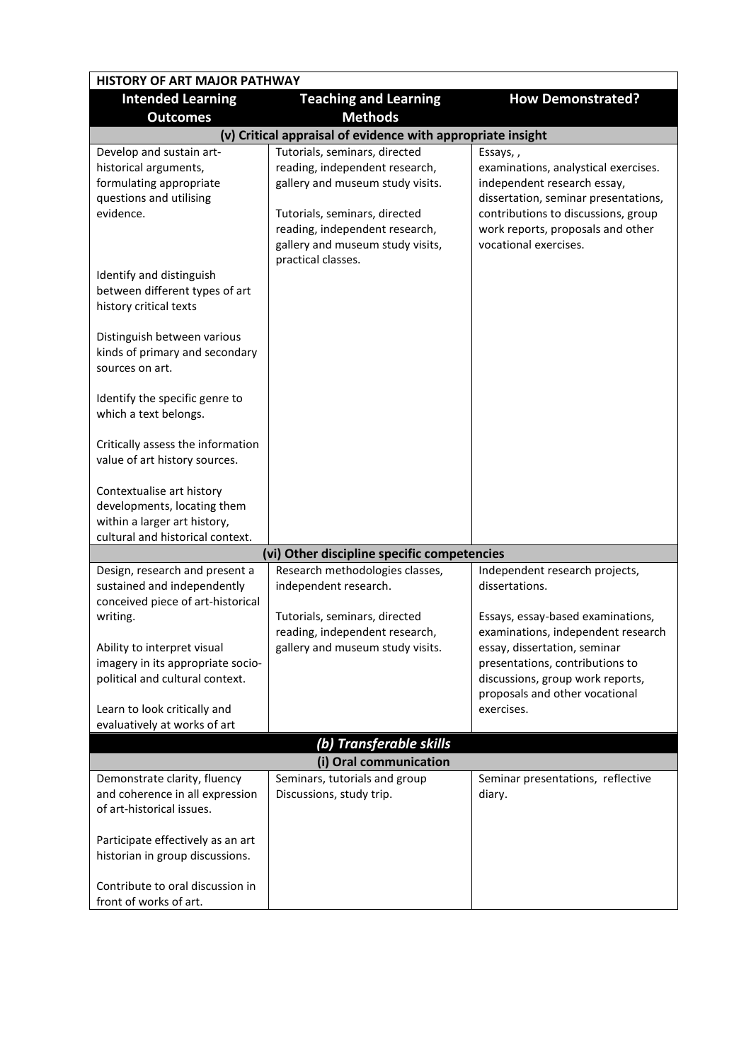| HISTORY OF ART MAJOR PATHWAY | | |
|---|---|---|
| **Intended Learning Outcomes** | **Teaching and Learning Methods** | **How Demonstrated?** |
| **(v) Critical appraisal of evidence with appropriate insight** | | |
| Develop and sustain art-historical arguments, formulating appropriate questions and utilising evidence.<br><br>Identify and distinguish between different types of art history critical texts<br><br>Distinguish between various kinds of primary and secondary sources on art.<br><br>Identify the specific genre to which a text belongs.<br><br>Critically assess the information value of art history sources.<br><br>Contextualise art history developments, locating them within a larger art history, cultural and historical context. | Tutorials, seminars, directed reading, independent research, gallery and museum study visits.<br><br>Tutorials, seminars, directed reading, independent research, gallery and museum study visits, practical classes. | Essays, , examinations, analytical exercises. independent research essay, dissertation, seminar presentations, contributions to discussions, group work reports, proposals and other vocational exercises. |
| **(vi) Other discipline specific competencies** | | |
| Design, research and present a sustained and independently conceived piece of art-historical writing.<br><br>Ability to interpret visual imagery in its appropriate socio-political and cultural context.<br><br>Learn to look critically and evaluatively at works of art | Research methodologies classes, independent research.<br><br>Tutorials, seminars, directed reading, independent research, gallery and museum study visits. | Independent research projects, dissertations.<br><br>Essays, essay-based examinations, examinations, independent research essay, dissertation, seminar presentations, contributions to discussions, group work reports, proposals and other vocational exercises. |
| ***(b) Transferable skills*** | | |
| **(i) Oral communication** | | |
| Demonstrate clarity, fluency and coherence in all expression of art-historical issues.<br><br>Participate effectively as an art historian in group discussions.<br><br>Contribute to oral discussion in front of works of art. | Seminars, tutorials and group Discussions, study trip. | Seminar presentations, reflective diary. |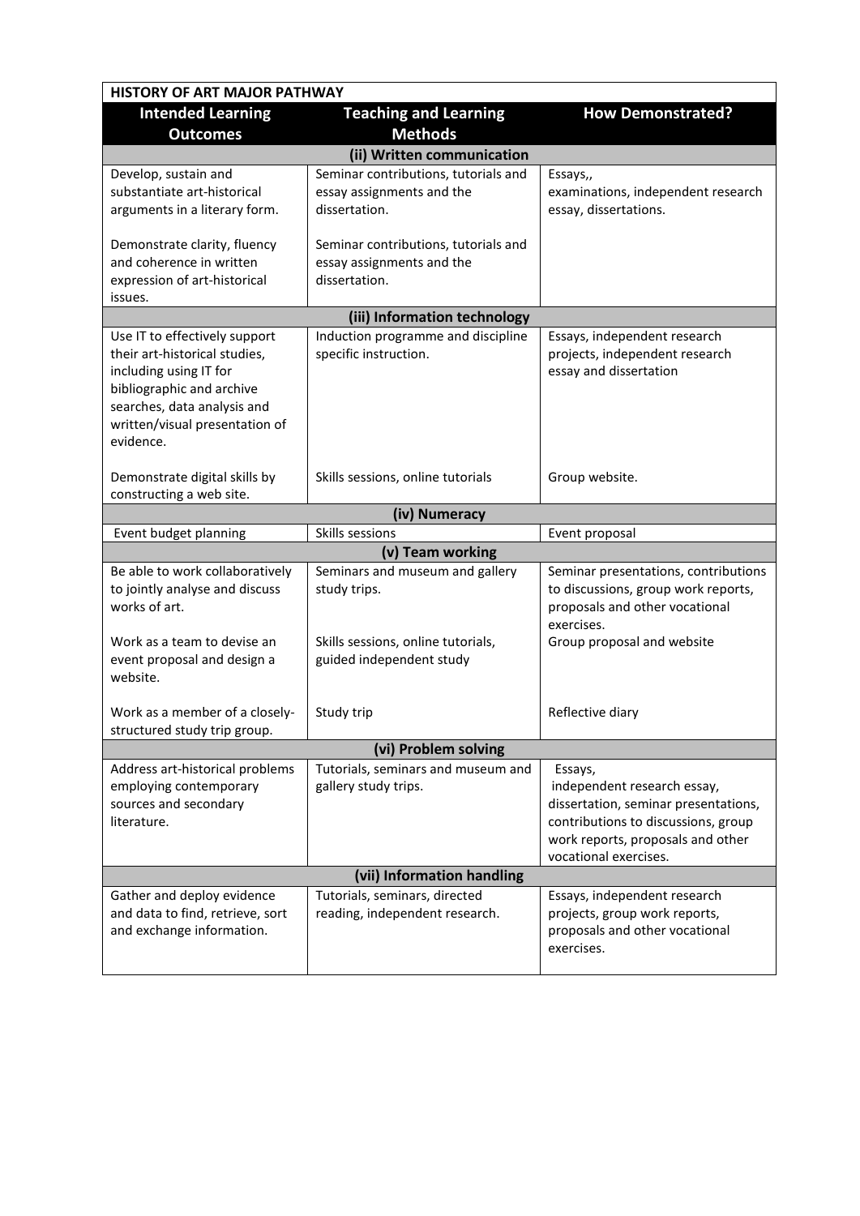| HISTORY OF ART MAJOR PATHWAY | | |
|---|---|---|
| **Intended Learning Outcomes** | **Teaching and Learning Methods** | **How Demonstrated?** |
| **(ii) Written communication** | | |
| Develop, sustain and substantiate art-historical arguments in a literary form.<br><br>Demonstrate clarity, fluency and coherence in written expression of art-historical issues. | Seminar contributions, tutorials and essay assignments and the dissertation.<br><br>Seminar contributions, tutorials and essay assignments and the dissertation. | Essays,, examinations, independent research essay, dissertations. |
| **(iii) Information technology** | | |
| Use IT to effectively support their art-historical studies, including using IT for bibliographic and archive searches, data analysis and written/visual presentation of evidence. | Induction programme and discipline specific instruction. | Essays, independent research projects, independent research essay and dissertation |
| Demonstrate digital skills by constructing a web site. | Skills sessions, online tutorials | Group website. |
| **(iv) Numeracy** | | |
| Event budget planning | Skills sessions | Event proposal |
| **(v) Team working** | | |
| Be able to work collaboratively to jointly analyse and discuss works of art. | Seminars and museum and gallery study trips. | Seminar presentations, contributions to discussions, group work reports, proposals and other vocational exercises. |
| Work as a team to devise an event proposal and design a website. | Skills sessions, online tutorials, guided independent study | Group proposal and website |
| Work as a member of a closely-structured study trip group. | Study trip | Reflective diary |
| **(vi) Problem solving** | | |
| Address art-historical problems employing contemporary sources and secondary literature. | Tutorials, seminars and museum and gallery study trips. | Essays, independent research essay, dissertation, seminar presentations, contributions to discussions, group work reports, proposals and other vocational exercises. |
| **(vii) Information handling** | | |
| Gather and deploy evidence and data to find, retrieve, sort and exchange information. | Tutorials, seminars, directed reading, independent research. | Essays, independent research projects, group work reports, proposals and other vocational exercises. |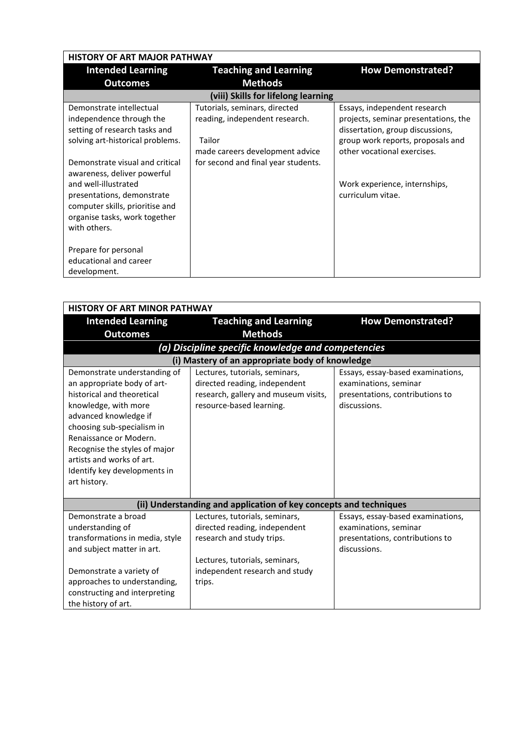| HISTORY OF ART MAJOR PATHWAY | | |
|---|---|---|
| **Intended Learning Outcomes** | **Teaching and Learning Methods** | **How Demonstrated?** |
| **(viii) Skills for lifelong learning** | | |
| Demonstrate intellectual independence through the setting of research tasks and solving art-historical problems.<br><br>Demonstrate visual and critical awareness, deliver powerful and well-illustrated presentations, demonstrate computer skills, prioritise and organise tasks, work together with others.<br><br>Prepare for personal educational and career development. | Tutorials, seminars, directed reading, independent research.<br><br>Tailor made careers development advice for second and final year students. | Essays, independent research projects, seminar presentations, the dissertation, group discussions, group work reports, proposals and other vocational exercises.<br><br>Work experience, internships, curriculum vitae. |

| HISTORY OF ART MINOR PATHWAY | | |
|---|---|---|
| **Intended Learning Outcomes** | **Teaching and Learning Methods** | **How Demonstrated?** |
| ***(a) Discipline specific knowledge and competencies*** | | |
| **(i) Mastery of an appropriate body of knowledge** | | |
| Demonstrate understanding of an appropriate body of art-historical and theoretical knowledge, with more advanced knowledge if choosing sub-specialism in Renaissance or Modern. Recognise the styles of major artists and works of art. Identify key developments in art history. | Lectures, tutorials, seminars, directed reading, independent research, gallery and museum visits, resource-based learning. | Essays, essay-based examinations, examinations, seminar presentations, contributions to discussions. |
| **(ii) Understanding and application of key concepts and techniques** | | |
| Demonstrate a broad understanding of transformations in media, style and subject matter in art.<br><br>Demonstrate a variety of approaches to understanding, constructing and interpreting the history of art. | Lectures, tutorials, seminars, directed reading, independent research and study trips.<br><br>Lectures, tutorials, seminars, independent research and study trips. | Essays, essay-based examinations, examinations, seminar presentations, contributions to discussions. |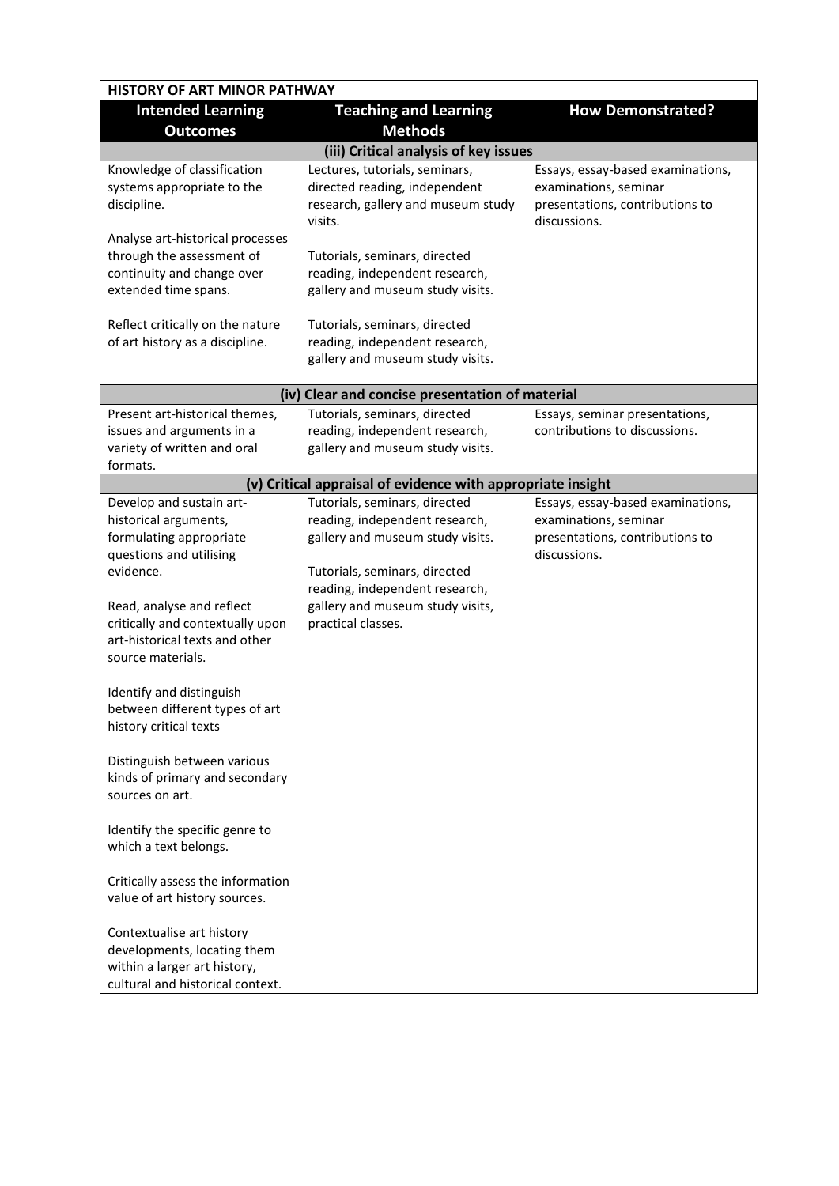| HISTORY OF ART MINOR PATHWAY | | |
|---|---|---|
| **Intended Learning Outcomes** | **Teaching and Learning Methods** | **How Demonstrated?** |
| **(iii) Critical analysis of key issues** | | |
| Knowledge of classification systems appropriate to the discipline.<br><br>Analyse art-historical processes through the assessment of continuity and change over extended time spans.<br><br>Reflect critically on the nature of art history as a discipline. | Lectures, tutorials, seminars, directed reading, independent research, gallery and museum study visits.<br><br>Tutorials, seminars, directed reading, independent research, gallery and museum study visits.<br><br>Tutorials, seminars, directed reading, independent research, gallery and museum study visits. | Essays, essay-based examinations, examinations, seminar presentations, contributions to discussions. |
| **(iv) Clear and concise presentation of material** | | |
| Present art-historical themes, issues and arguments in a variety of written and oral formats. | Tutorials, seminars, directed reading, independent research, gallery and museum study visits. | Essays, seminar presentations, contributions to discussions. |
| **(v) Critical appraisal of evidence with appropriate insight** | | |
| Develop and sustain art-historical arguments, formulating appropriate questions and utilising evidence.<br><br>Read, analyse and reflect critically and contextually upon art-historical texts and other source materials.<br><br>Identify and distinguish between different types of art history critical texts<br><br>Distinguish between various kinds of primary and secondary sources on art.<br><br>Identify the specific genre to which a text belongs.<br><br>Critically assess the information value of art history sources.<br><br>Contextualise art history developments, locating them within a larger art history, cultural and historical context. | Tutorials, seminars, directed reading, independent research, gallery and museum study visits.<br><br>Tutorials, seminars, directed reading, independent research, gallery and museum study visits, practical classes. | Essays, essay-based examinations, examinations, seminar presentations, contributions to discussions. |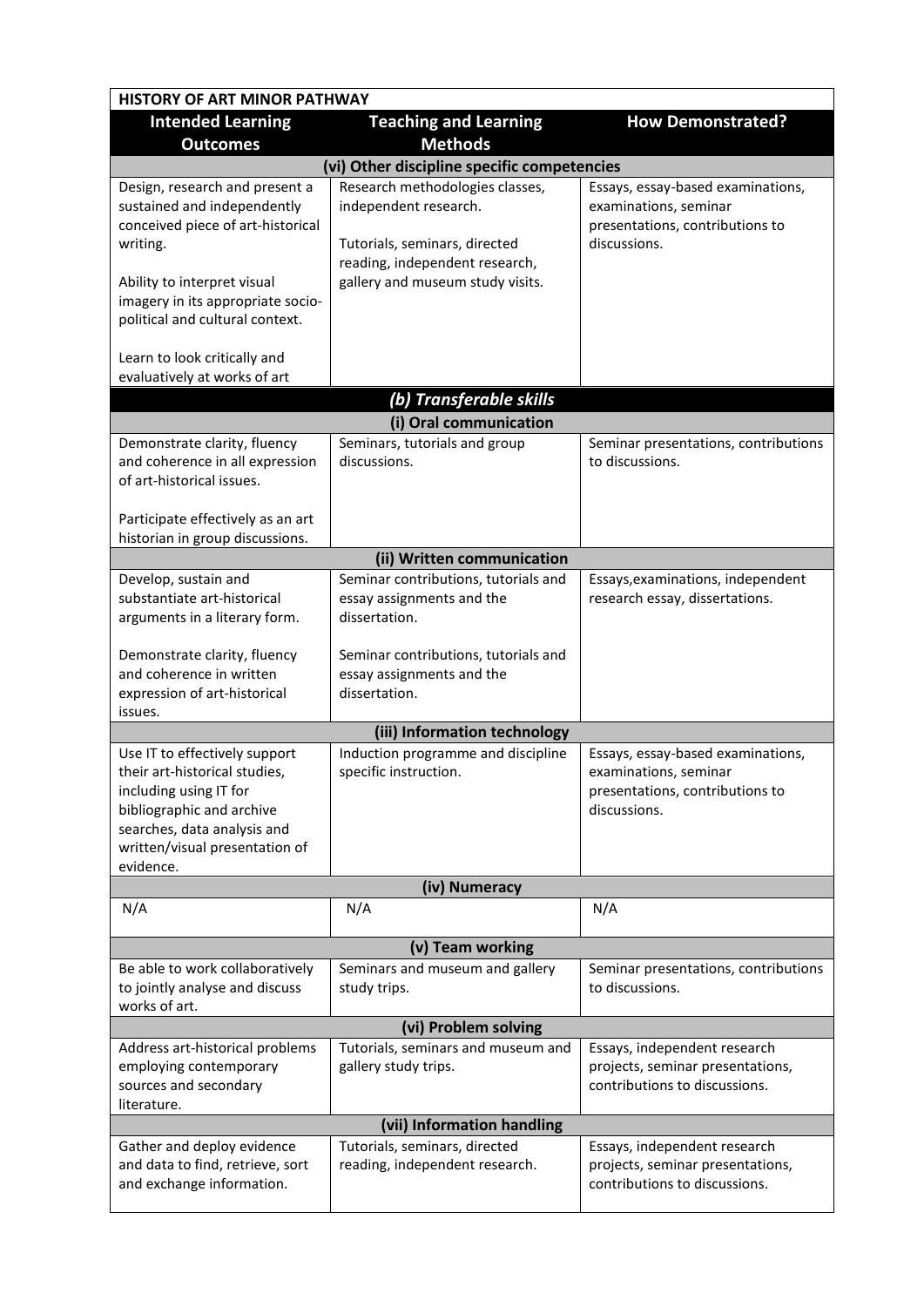| HISTORY OF ART MINOR PATHWAY | | |
|---|---|---|
| **Intended Learning Outcomes** | **Teaching and Learning Methods** | **How Demonstrated?** |
| **(vi) Other discipline specific competencies** | | |
| Design, research and present a sustained and independently conceived piece of art-historical writing.<br><br>Ability to interpret visual imagery in its appropriate socio-political and cultural context.<br><br>Learn to look critically and evaluatively at works of art | Research methodologies classes, independent research.<br><br>Tutorials, seminars, directed reading, independent research, gallery and museum study visits. | Essays, essay-based examinations, examinations, seminar presentations, contributions to discussions. |
| ***(b) Transferable skills*** | | |
| **(i) Oral communication** | | |
| Demonstrate clarity, fluency and coherence in all expression of art-historical issues.<br><br>Participate effectively as an art historian in group discussions. | Seminars, tutorials and group discussions. | Seminar presentations, contributions to discussions. |
| **(ii) Written communication** | | |
| Develop, sustain and substantiate art-historical arguments in a literary form.<br><br>Demonstrate clarity, fluency and coherence in written expression of art-historical issues. | Seminar contributions, tutorials and essay assignments and the dissertation.<br><br>Seminar contributions, tutorials and essay assignments and the dissertation. | Essays,examinations, independent research essay, dissertations. |
| **(iii) Information technology** | | |
| Use IT to effectively support their art-historical studies, including using IT for bibliographic and archive searches, data analysis and written/visual presentation of evidence. | Induction programme and discipline specific instruction. | Essays, essay-based examinations, examinations, seminar presentations, contributions to discussions. |
| **(iv) Numeracy** | | |
| N/A | N/A | N/A |
| **(v) Team working** | | |
| Be able to work collaboratively to jointly analyse and discuss works of art. | Seminars and museum and gallery study trips. | Seminar presentations, contributions to discussions. |
| **(vi) Problem solving** | | |
| Address art-historical problems employing contemporary sources and secondary literature. | Tutorials, seminars and museum and gallery study trips. | Essays, independent research projects, seminar presentations, contributions to discussions. |
| **(vii) Information handling** | | |
| Gather and deploy evidence and data to find, retrieve, sort and exchange information. | Tutorials, seminars, directed reading, independent research. | Essays, independent research projects, seminar presentations, contributions to discussions. |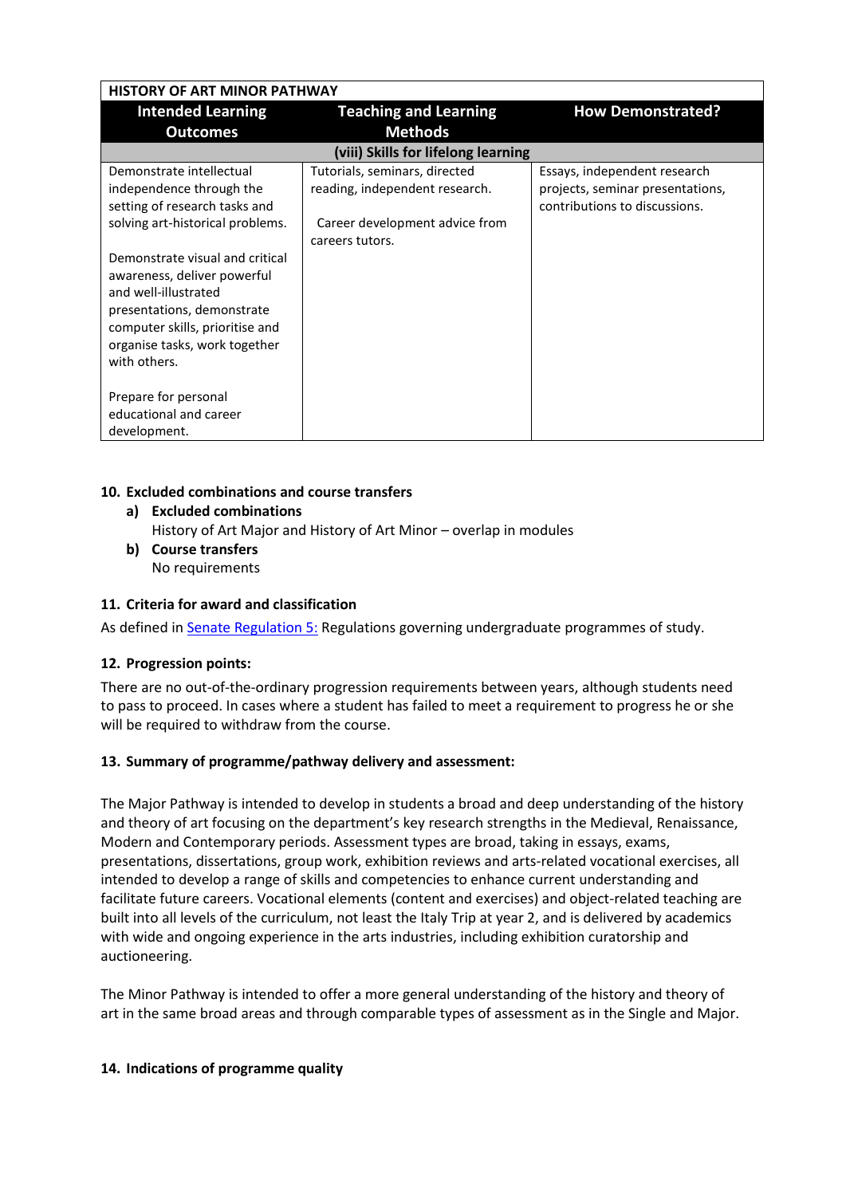| HISTORY OF ART MINOR PATHWAY | | |
|---|---|---|
| **Intended Learning Outcomes** | **Teaching and Learning Methods** | **How Demonstrated?** |
| **(viii) Skills for lifelong learning** | | |
| Demonstrate intellectual independence through the setting of research tasks and solving art-historical problems.<br><br>Demonstrate visual and critical awareness, deliver powerful and well-illustrated presentations, demonstrate computer skills, prioritise and organise tasks, work together with others.<br><br>Prepare for personal educational and career development. | Tutorials, seminars, directed reading, independent research.<br><br>Career development advice from careers tutors. | Essays, independent research projects, seminar presentations, contributions to discussions. |

## 10. Excluded combinations and course transfers

**a) Excluded combinations**

History of Art Major and History of Art Minor – overlap in modules

**b) Course transfers**

No requirements

## 11. Criteria for award and classification

As defined in Senate Regulation 5: Regulations governing undergraduate programmes of study.

## 12. Progression points:

There are no out-of-the-ordinary progression requirements between years, although students need to pass to proceed. In cases where a student has failed to meet a requirement to progress he or she will be required to withdraw from the course.

## 13. Summary of programme/pathway delivery and assessment:

The Major Pathway is intended to develop in students a broad and deep understanding of the history and theory of art focusing on the department's key research strengths in the Medieval, Renaissance, Modern and Contemporary periods. Assessment types are broad, taking in essays, exams, presentations, dissertations, group work, exhibition reviews and arts-related vocational exercises, all intended to develop a range of skills and competencies to enhance current understanding and facilitate future careers. Vocational elements (content and exercises) and object-related teaching are built into all levels of the curriculum, not least the Italy Trip at year 2, and is delivered by academics with wide and ongoing experience in the arts industries, including exhibition curatorship and auctioneering.

The Minor Pathway is intended to offer a more general understanding of the history and theory of art in the same broad areas and through comparable types of assessment as in the Single and Major.

## 14. Indications of programme quality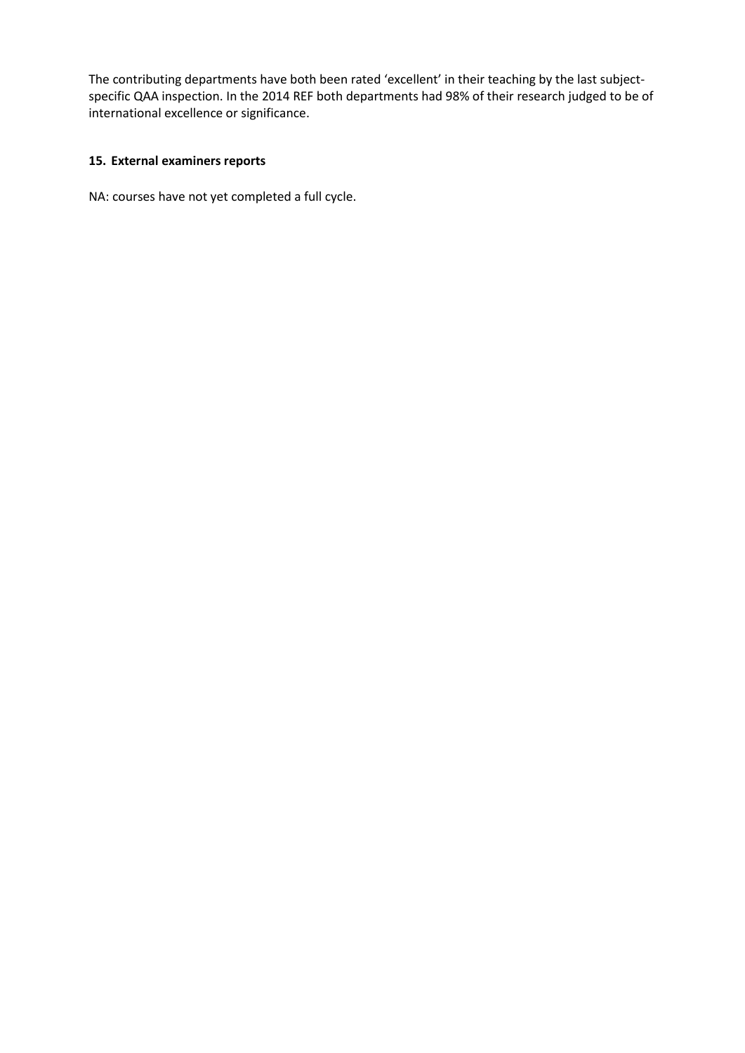The contributing departments have both been rated 'excellent' in their teaching by the last subject-specific QAA inspection. In the 2014 REF both departments had 98% of their research judged to be of international excellence or significance.

## 15. External examiners reports

NA: courses have not yet completed a full cycle.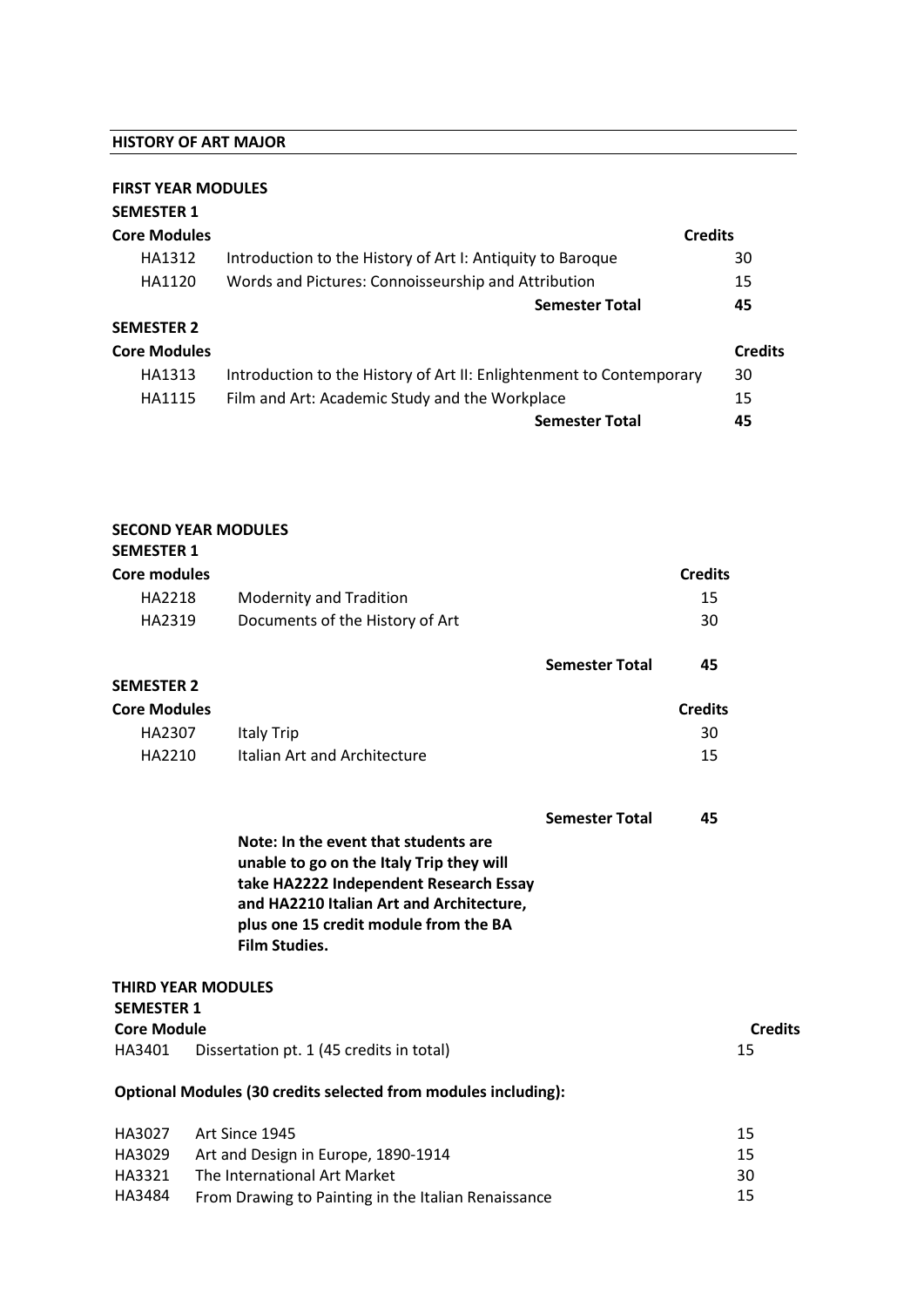## HISTORY OF ART MAJOR

### FIRST YEAR MODULES

**SEMESTER 1**

| Core Modules | | Credits |
|---|---|---|
| HA1312 | Introduction to the History of Art I: Antiquity to Baroque | 30 |
| HA1120 | Words and Pictures: Connoisseurship and Attribution | 15 |
| | **Semester Total** | **45** |

**SEMESTER 2**

| Core Modules | | Credits |
|---|---|---|
| HA1313 | Introduction to the History of Art II: Enlightenment to Contemporary | 30 |
| HA1115 | Film and Art: Academic Study and the Workplace | 15 |
| | **Semester Total** | **45** |

### SECOND YEAR MODULES

**SEMESTER 1**

| Core modules | | Credits |
|---|---|---|
| HA2218 | Modernity and Tradition | 15 |
| HA2319 | Documents of the History of Art | 30 |
| | **Semester Total** | **45** |

**SEMESTER 2**

| Core Modules | | Credits |
|---|---|---|
| HA2307 | Italy Trip | 30 |
| HA2210 | Italian Art and Architecture | 15 |
| | **Semester Total** | **45** |

**Note: In the event that students are unable to go on the Italy Trip they will take HA2222 Independent Research Essay and HA2210 Italian Art and Architecture, plus one 15 credit module from the BA Film Studies.**

### THIRD YEAR MODULES

**SEMESTER 1**

| Core Module | | Credits |
|---|---|---|
| HA3401 | Dissertation pt. 1 (45 credits in total) | 15 |

**Optional Modules (30 credits selected from modules including):**

| | | |
|---|---|---|
| HA3027 | Art Since 1945 | 15 |
| HA3029 | Art and Design in Europe, 1890-1914 | 15 |
| HA3321 | The International Art Market | 30 |
| HA3484 | From Drawing to Painting in the Italian Renaissance | 15 |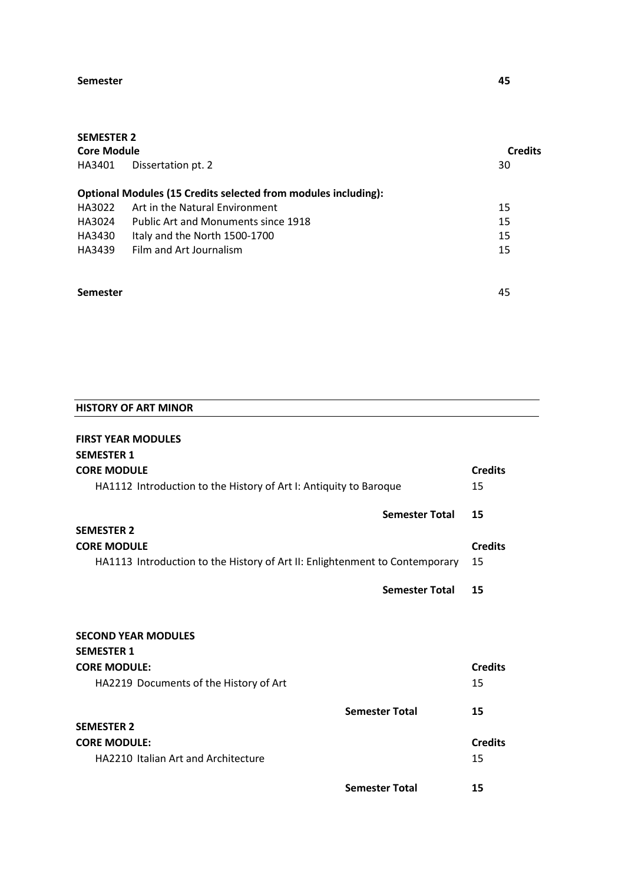| **Semester** | | **45** |
|---|---|---|

**SEMESTER 2**

| **Core Module** | | **Credits** |
|---|---|---|
| HA3401 | Dissertation pt. 2 | 30 |
| **Optional Modules (15 Credits selected from modules including):** | | |
| HA3022 | Art in the Natural Environment | 15 |
| HA3024 | Public Art and Monuments since 1918 | 15 |
| HA3430 | Italy and the North 1500-1700 | 15 |
| HA3439 | Film and Art Journalism | 15 |
| **Semester** | | 45 |

## HISTORY OF ART MINOR

### FIRST YEAR MODULES

**SEMESTER 1**

| **CORE MODULE** | **Credits** |
|---|---|
| HA1112 Introduction to the History of Art I: Antiquity to Baroque | 15 |
| **Semester Total** | **15** |

**SEMESTER 2**

| **CORE MODULE** | **Credits** |
|---|---|
| HA1113 Introduction to the History of Art II: Enlightenment to Contemporary | 15 |
| **Semester Total** | **15** |

### SECOND YEAR MODULES

**SEMESTER 1**

| **CORE MODULE:** | **Credits** |
|---|---|
| HA2219 Documents of the History of Art | 15 |
| **Semester Total** | **15** |

**SEMESTER 2**

| **CORE MODULE:** | **Credits** |
|---|---|
| HA2210 Italian Art and Architecture | 15 |
| **Semester Total** | **15** |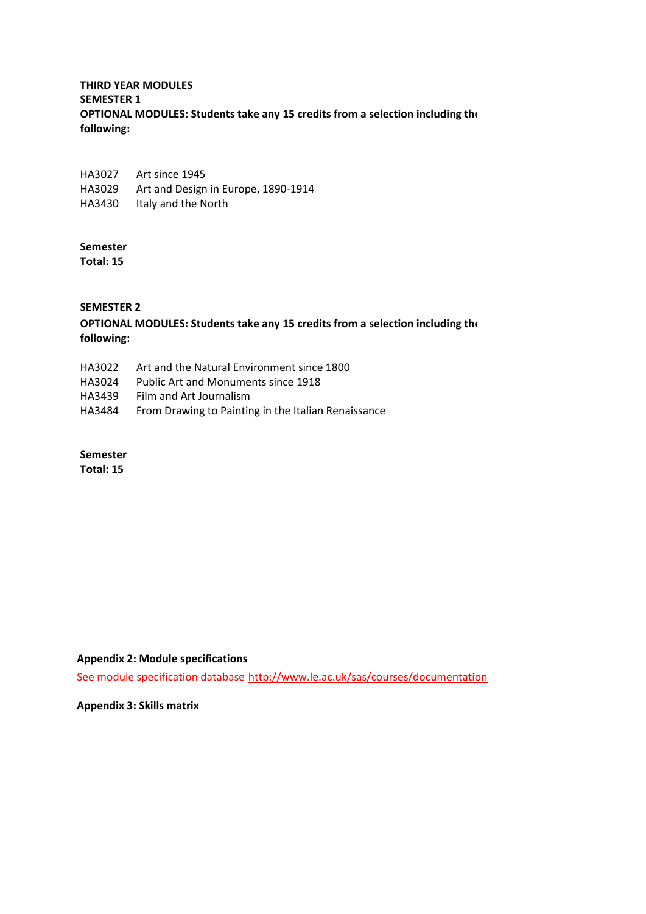**THIRD YEAR MODULES**
**SEMESTER 1**
**OPTIONAL MODULES: Students take any 15 credits from a selection including the following:**

| | |
|---|---|
| HA3027 | Art since 1945 |
| HA3029 | Art and Design in Europe, 1890-1914 |
| HA3430 | Italy and the North |

**Semester**
**Total: 15**

**SEMESTER 2**
**OPTIONAL MODULES: Students take any 15 credits from a selection including the following:**

| | |
|---|---|
| HA3022 | Art and the Natural Environment since 1800 |
| HA3024 | Public Art and Monuments since 1918 |
| HA3439 | Film and Art Journalism |
| HA3484 | From Drawing to Painting in the Italian Renaissance |

**Semester**
**Total: 15**

**Appendix 2: Module specifications**

See module specification database http://www.le.ac.uk/sas/courses/documentation

**Appendix 3: Skills matrix**